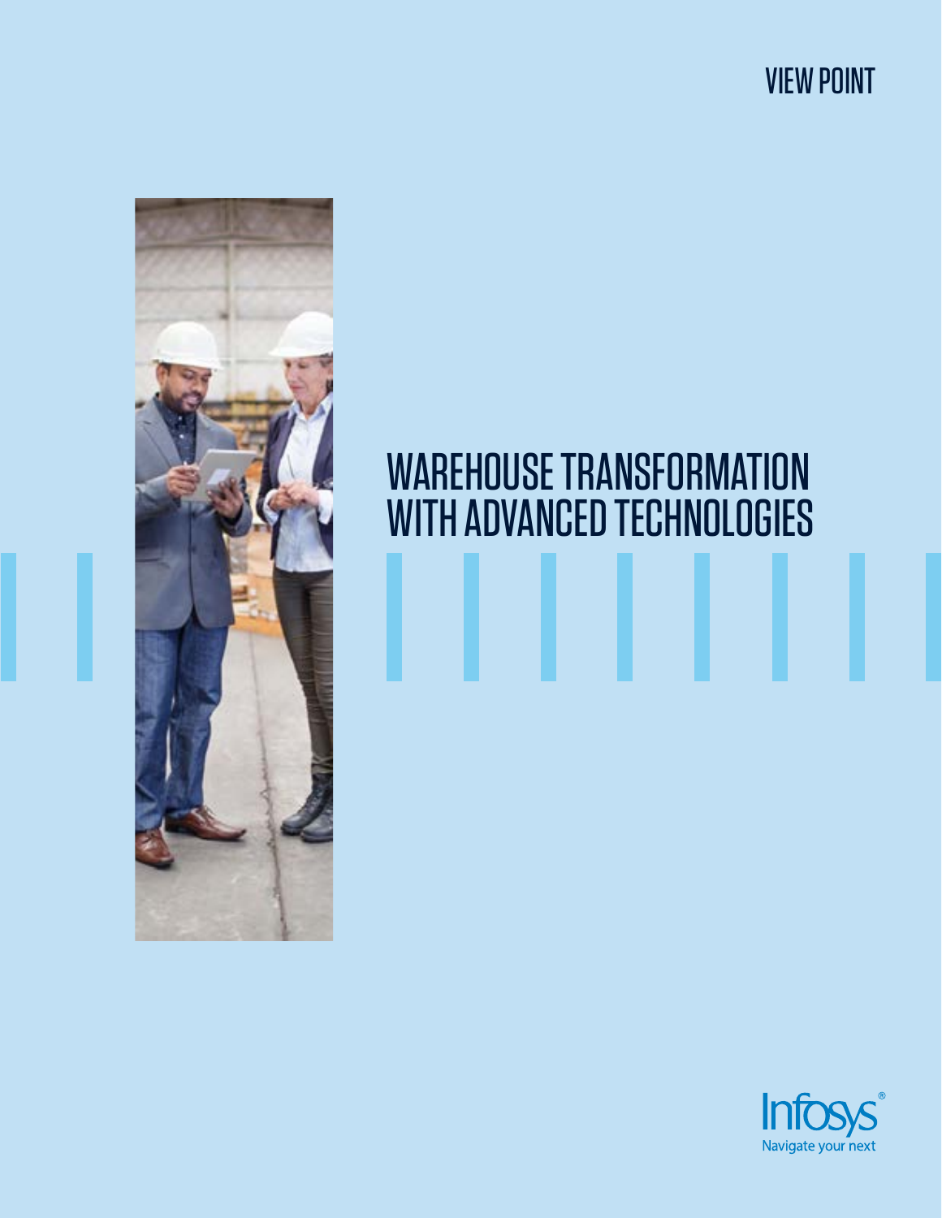VIEW POINT

# WAREHOUSE TRANSFORMATION WITH ADVANCED TECHNOLOGIES

Infosys®
Navigate your next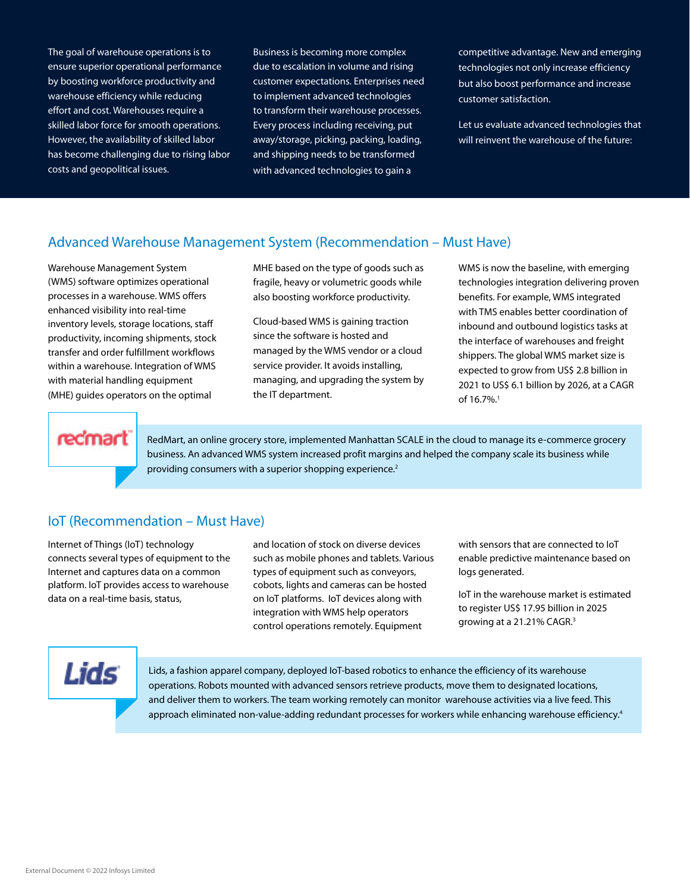The goal of warehouse operations is to ensure superior operational performance by boosting workforce productivity and warehouse efficiency while reducing effort and cost. Warehouses require a skilled labor force for smooth operations. However, the availability of skilled labor has become challenging due to rising labor costs and geopolitical issues.

Business is becoming more complex due to escalation in volume and rising customer expectations. Enterprises need to implement advanced technologies to transform their warehouse processes. Every process including receiving, put away/storage, picking, packing, loading, and shipping needs to be transformed with advanced technologies to gain a competitive advantage. New and emerging technologies not only increase efficiency but also boost performance and increase customer satisfaction.

Let us evaluate advanced technologies that will reinvent the warehouse of the future:

## Advanced Warehouse Management System (Recommendation – Must Have)

Warehouse Management System (WMS) software optimizes operational processes in a warehouse. WMS offers enhanced visibility into real-time inventory levels, storage locations, staff productivity, incoming shipments, stock transfer and order fulfillment workflows within a warehouse. Integration of WMS with material handling equipment (MHE) guides operators on the optimal MHE based on the type of goods such as fragile, heavy or volumetric goods while also boosting workforce productivity.

Cloud-based WMS is gaining traction since the software is hosted and managed by the WMS vendor or a cloud service provider. It avoids installing, managing, and upgrading the system by the IT department.

WMS is now the baseline, with emerging technologies integration delivering proven benefits. For example, WMS integrated with TMS enables better coordination of inbound and outbound logistics tasks at the interface of warehouses and freight shippers. The global WMS market size is expected to grow from US$ 2.8 billion in 2021 to US$ 6.1 billion by 2026, at a CAGR of 16.7%.[1]

RedMart, an online grocery store, implemented Manhattan SCALE in the cloud to manage its e-commerce grocery business. An advanced WMS system increased profit margins and helped the company scale its business while providing consumers with a superior shopping experience.[2]

## IoT (Recommendation – Must Have)

Internet of Things (IoT) technology connects several types of equipment to the Internet and captures data on a common platform. IoT provides access to warehouse data on a real-time basis, status, and location of stock on diverse devices such as mobile phones and tablets. Various types of equipment such as conveyors, cobots, lights and cameras can be hosted on IoT platforms. IoT devices along with integration with WMS help operators control operations remotely. Equipment with sensors that are connected to IoT enable predictive maintenance based on logs generated.

IoT in the warehouse market is estimated to register US$ 17.95 billion in 2025 growing at a 21.21% CAGR.[3]

Lids, a fashion apparel company, deployed IoT-based robotics to enhance the efficiency of its warehouse operations. Robots mounted with advanced sensors retrieve products, move them to designated locations, and deliver them to workers. The team working remotely can monitor warehouse activities via a live feed. This approach eliminated non-value-adding redundant processes for workers while enhancing warehouse efficiency.[4]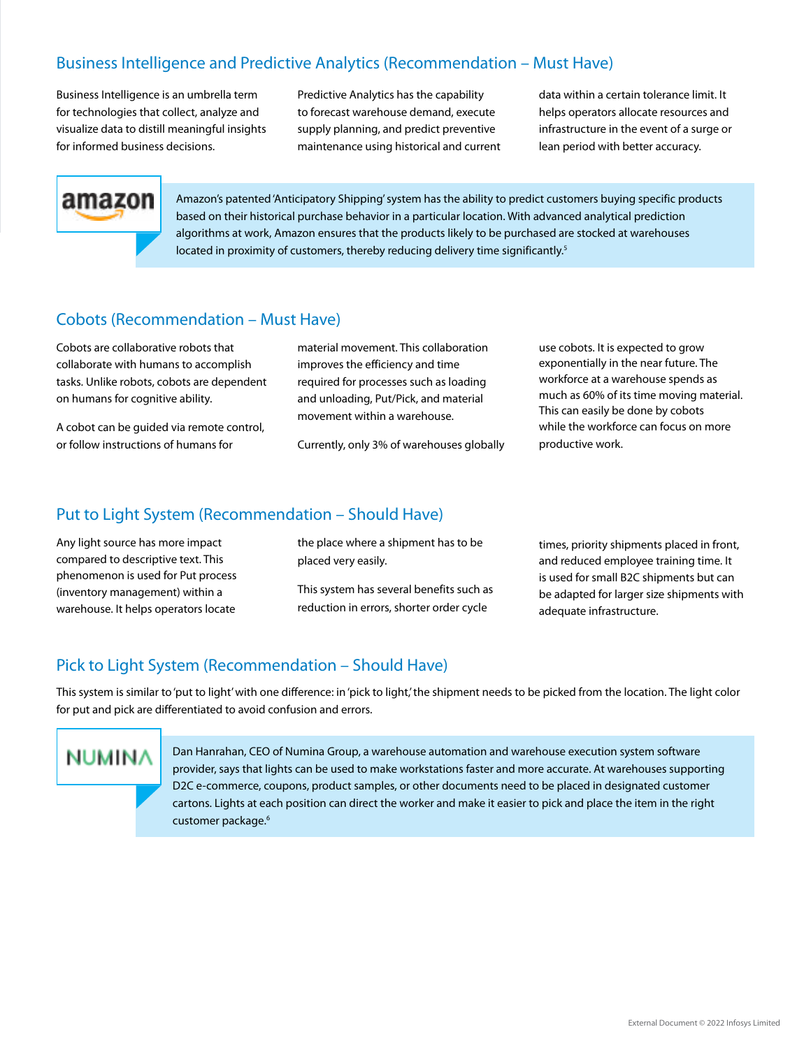## Business Intelligence and Predictive Analytics (Recommendation – Must Have)

Business Intelligence is an umbrella term for technologies that collect, analyze and visualize data to distill meaningful insights for informed business decisions.

Predictive Analytics has the capability to forecast warehouse demand, execute supply planning, and predict preventive maintenance using historical and current data within a certain tolerance limit. It helps operators allocate resources and infrastructure in the event of a surge or lean period with better accuracy.

amazon

Amazon's patented 'Anticipatory Shipping' system has the ability to predict customers buying specific products based on their historical purchase behavior in a particular location. With advanced analytical prediction algorithms at work, Amazon ensures that the products likely to be purchased are stocked at warehouses located in proximity of customers, thereby reducing delivery time significantly.[5]

## Cobots (Recommendation – Must Have)

Cobots are collaborative robots that collaborate with humans to accomplish tasks. Unlike robots, cobots are dependent on humans for cognitive ability.

A cobot can be guided via remote control, or follow instructions of humans for material movement. This collaboration improves the efficiency and time required for processes such as loading and unloading, Put/Pick, and material movement within a warehouse.

Currently, only 3% of warehouses globally use cobots. It is expected to grow exponentially in the near future. The workforce at a warehouse spends as much as 60% of its time moving material. This can easily be done by cobots while the workforce can focus on more productive work.

## Put to Light System (Recommendation – Should Have)

Any light source has more impact compared to descriptive text. This phenomenon is used for Put process (inventory management) within a warehouse. It helps operators locate the place where a shipment has to be placed very easily.

This system has several benefits such as reduction in errors, shorter order cycle times, priority shipments placed in front, and reduced employee training time. It is used for small B2C shipments but can be adapted for larger size shipments with adequate infrastructure.

## Pick to Light System (Recommendation – Should Have)

This system is similar to 'put to light' with one difference: in 'pick to light,' the shipment needs to be picked from the location. The light color for put and pick are differentiated to avoid confusion and errors.

NUMINA

Dan Hanrahan, CEO of Numina Group, a warehouse automation and warehouse execution system software provider, says that lights can be used to make workstations faster and more accurate. At warehouses supporting D2C e-commerce, coupons, product samples, or other documents need to be placed in designated customer cartons. Lights at each position can direct the worker and make it easier to pick and place the item in the right customer package.[6]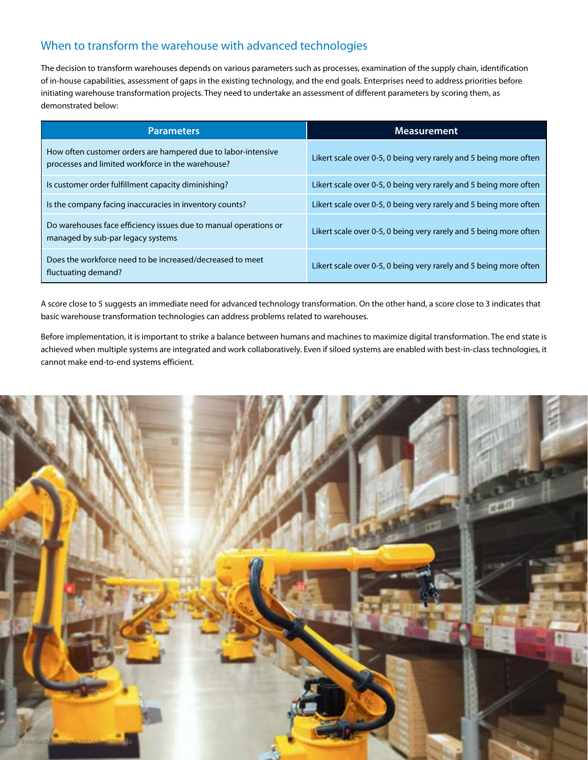## When to transform the warehouse with advanced technologies

The decision to transform warehouses depends on various parameters such as processes, examination of the supply chain, identification of in-house capabilities, assessment of gaps in the existing technology, and the end goals. Enterprises need to address priorities before initiating warehouse transformation projects. They need to undertake an assessment of different parameters by scoring them, as demonstrated below:

| Parameters | Measurement |
|---|---|
| How often customer orders are hampered due to labor-intensive processes and limited workforce in the warehouse? | Likert scale over 0-5, 0 being very rarely and 5 being more often |
| Is customer order fulfillment capacity diminishing? | Likert scale over 0-5, 0 being very rarely and 5 being more often |
| Is the company facing inaccuracies in inventory counts? | Likert scale over 0-5, 0 being very rarely and 5 being more often |
| Do warehouses face efficiency issues due to manual operations or managed by sub-par legacy systems | Likert scale over 0-5, 0 being very rarely and 5 being more often |
| Does the workforce need to be increased/decreased to meet fluctuating demand? | Likert scale over 0-5, 0 being very rarely and 5 being more often |

A score close to 5 suggests an immediate need for advanced technology transformation. On the other hand, a score close to 3 indicates that basic warehouse transformation technologies can address problems related to warehouses.

Before implementation, it is important to strike a balance between humans and machines to maximize digital transformation. The end state is achieved when multiple systems are integrated and work collaboratively. Even if siloed systems are enabled with best-in-class technologies, it cannot make end-to-end systems efficient.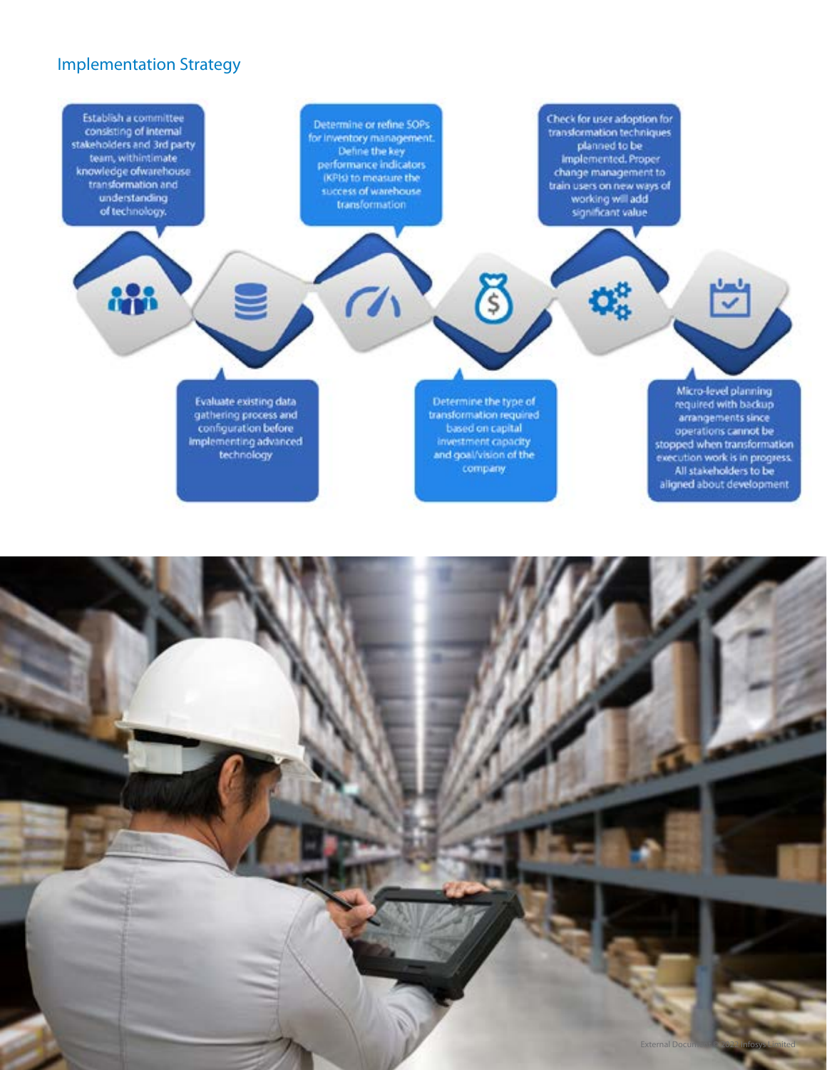## Implementation Strategy

- Establish a committee consisting of internal stakeholders and 3rd party team, with intimate knowledge of warehouse transformation and understanding of technology.
- Evaluate existing data gathering process and configuration before implementing advanced technology
- Determine or refine SOPs for inventory management. Define the key performance indicators (KPIs) to measure the success of warehouse transformation
- Determine the type of transformation required based on capital investment capacity and goal/vision of the company
- Check for user adoption for transformation techniques planned to be implemented. Proper change management to train users on new ways of working will add significant value
- Micro-level planning required with backup arrangements since operations cannot be stopped when transformation execution work is in progress. All stakeholders to be aligned about development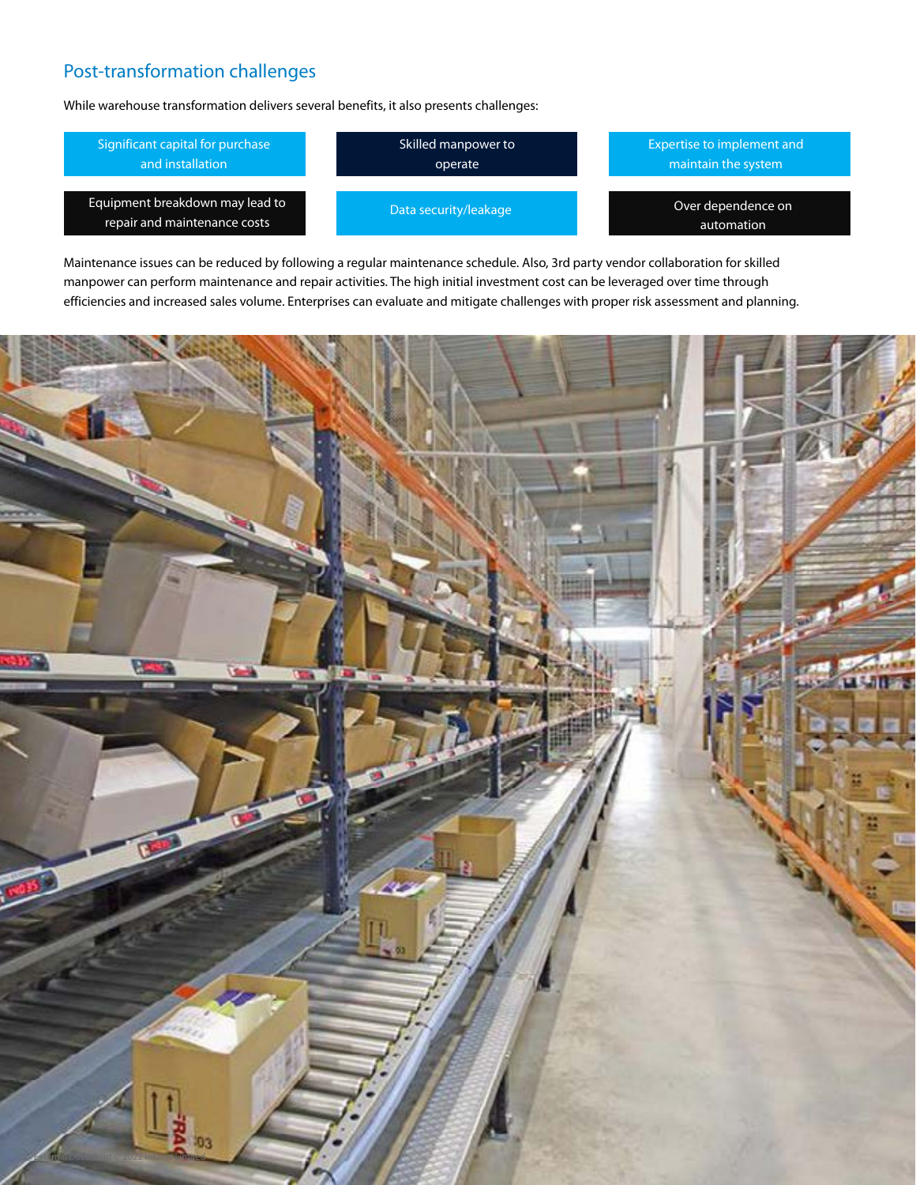## Post-transformation challenges

While warehouse transformation delivers several benefits, it also presents challenges:

- Significant capital for purchase and installation
- Skilled manpower to operate
- Expertise to implement and maintain the system
- Equipment breakdown may lead to repair and maintenance costs
- Data security/leakage
- Over dependence on automation

Maintenance issues can be reduced by following a regular maintenance schedule. Also, 3rd party vendor collaboration for skilled manpower can perform maintenance and repair activities. The high initial investment cost can be leveraged over time through efficiencies and increased sales volume. Enterprises can evaluate and mitigate challenges with proper risk assessment and planning.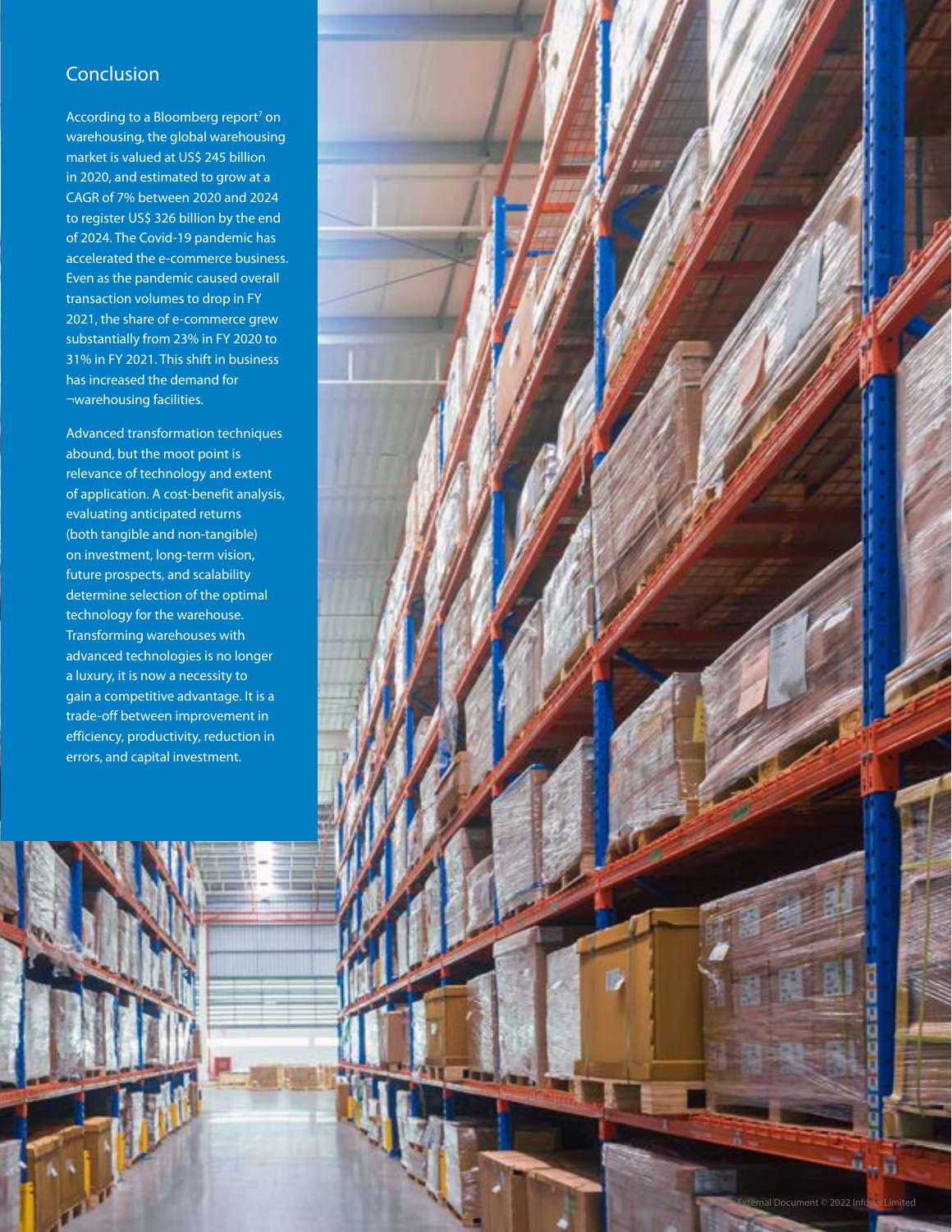## Conclusion

According to a Bloomberg report[7] on warehousing, the global warehousing market is valued at US$ 245 billion in 2020, and estimated to grow at a CAGR of 7% between 2020 and 2024 to register US$ 326 billion by the end of 2024. The Covid-19 pandemic has accelerated the e-commerce business. Even as the pandemic caused overall transaction volumes to drop in FY 2021, the share of e-commerce grew substantially from 23% in FY 2020 to 31% in FY 2021. This shift in business has increased the demand for ¬warehousing facilities.

Advanced transformation techniques abound, but the moot point is relevance of technology and extent of application. A cost-benefit analysis, evaluating anticipated returns (both tangible and non-tangible) on investment, long-term vision, future prospects, and scalability determine selection of the optimal technology for the warehouse. Transforming warehouses with advanced technologies is no longer a luxury, it is now a necessity to gain a competitive advantage. It is a trade-off between improvement in efficiency, productivity, reduction in errors, and capital investment.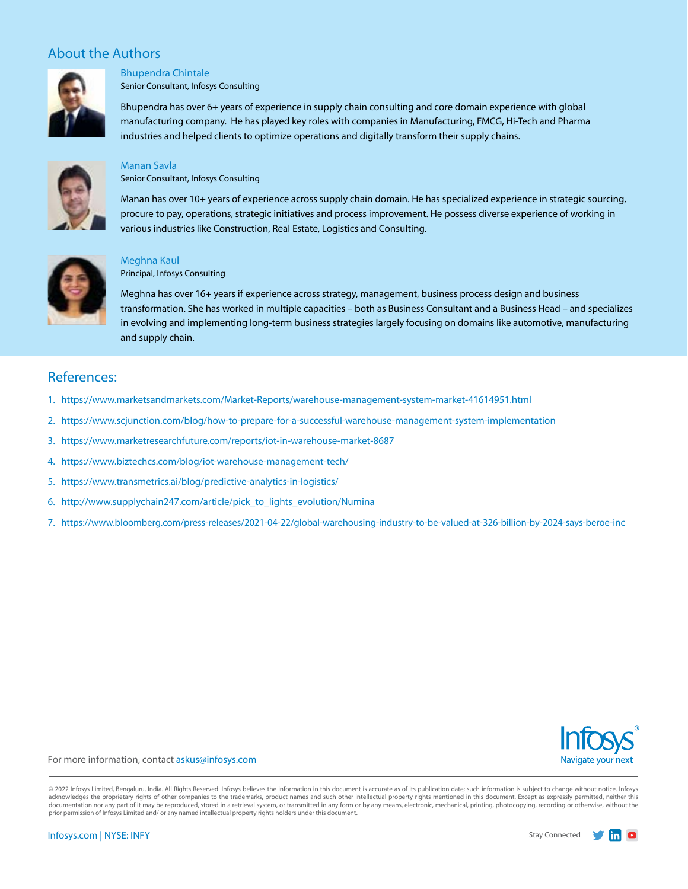## About the Authors

### Bhupendra Chintale

Senior Consultant, Infosys Consulting

Bhupendra has over 6+ years of experience in supply chain consulting and core domain experience with global manufacturing company. He has played key roles with companies in Manufacturing, FMCG, Hi-Tech and Pharma industries and helped clients to optimize operations and digitally transform their supply chains.

### Manan Savla

Senior Consultant, Infosys Consulting

Manan has over 10+ years of experience across supply chain domain. He has specialized experience in strategic sourcing, procure to pay, operations, strategic initiatives and process improvement. He possess diverse experience of working in various industries like Construction, Real Estate, Logistics and Consulting.

### Meghna Kaul

Principal, Infosys Consulting

Meghna has over 16+ years if experience across strategy, management, business process design and business transformation. She has worked in multiple capacities – both as Business Consultant and a Business Head – and specializes in evolving and implementing long-term business strategies largely focusing on domains like automotive, manufacturing and supply chain.

## References:

1. https://www.marketsandmarkets.com/Market-Reports/warehouse-management-system-market-41614951.html
2. https://www.scjunction.com/blog/how-to-prepare-for-a-successful-warehouse-management-system-implementation
3. https://www.marketresearchfuture.com/reports/iot-in-warehouse-market-8687
4. https://www.biztechcs.com/blog/iot-warehouse-management-tech/
5. https://www.transmetrics.ai/blog/predictive-analytics-in-logistics/
6. http://www.supplychain247.com/article/pick_to_lights_evolution/Numina
7. https://www.bloomberg.com/press-releases/2021-04-22/global-warehousing-industry-to-be-valued-at-326-billion-by-2024-says-beroe-inc

For more information, contact askus@infosys.com

Infosys®
Navigate your next

© 2022 Infosys Limited, Bengaluru, India. All Rights Reserved. Infosys believes the information in this document is accurate as of its publication date; such information is subject to change without notice. Infosys acknowledges the proprietary rights of other companies to the trademarks, product names and such other intellectual property rights mentioned in this document. Except as expressly permitted, neither this documentation nor any part of it may be reproduced, stored in a retrieval system, or transmitted in any form or by any means, electronic, mechanical, printing, photocopying, recording or otherwise, without the prior permission of Infosys Limited and/ or any named intellectual property rights holders under this document.

Infosys.com | NYSE: INFY

Stay Connected